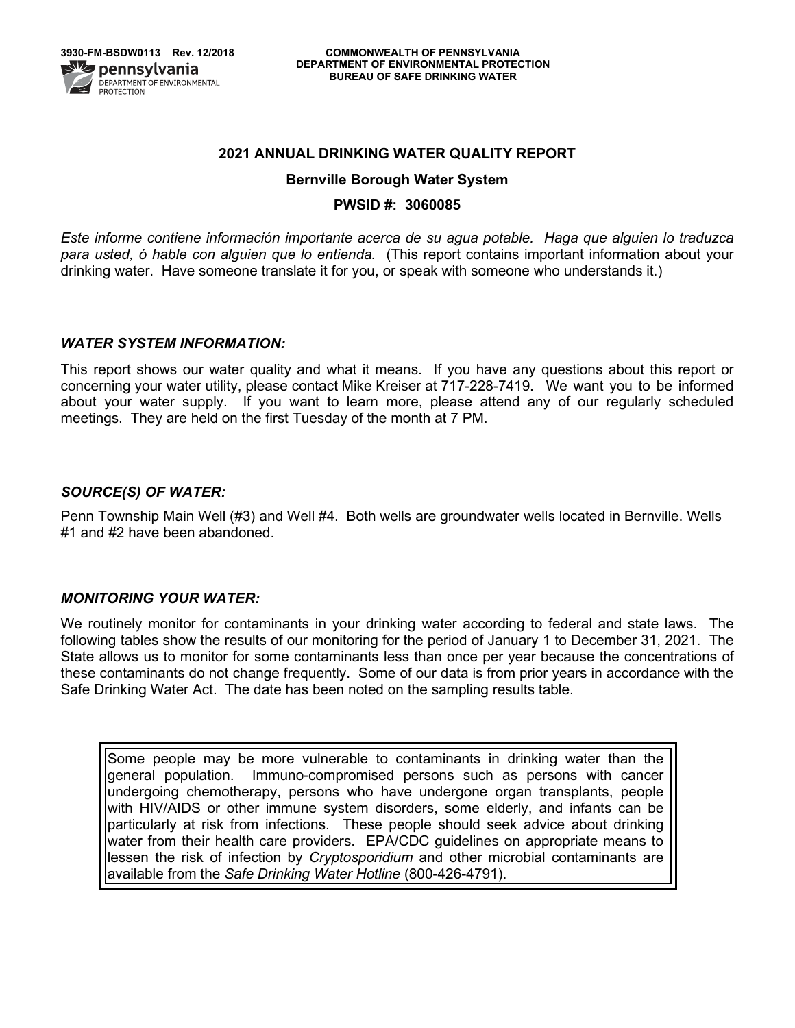3930-FM-BSDW0113 Rev. 12/2018

COMMONWEALTH OF PENNSYLVANIA
DEPARTMENT OF ENVIRONMENTAL PROTECTION
BUREAU OF SAFE DRINKING WATER

# 2021 ANNUAL DRINKING WATER QUALITY REPORT

## Bernville Borough Water System

## PWSID #: 3060085

*Este informe contiene información importante acerca de su agua potable. Haga que alguien lo traduzca para usted, ó hable con alguien que lo entienda.* (This report contains important information about your drinking water. Have someone translate it for you, or speak with someone who understands it.)

### *WATER SYSTEM INFORMATION:*

This report shows our water quality and what it means. If you have any questions about this report or concerning your water utility, please contact Mike Kreiser at 717-228-7419. We want you to be informed about your water supply. If you want to learn more, please attend any of our regularly scheduled meetings. They are held on the first Tuesday of the month at 7 PM.

### *SOURCE(S) OF WATER:*

Penn Township Main Well (#3) and Well #4. Both wells are groundwater wells located in Bernville. Wells #1 and #2 have been abandoned.

### *MONITORING YOUR WATER:*

We routinely monitor for contaminants in your drinking water according to federal and state laws. The following tables show the results of our monitoring for the period of January 1 to December 31, 2021. The State allows us to monitor for some contaminants less than once per year because the concentrations of these contaminants do not change frequently. Some of our data is from prior years in accordance with the Safe Drinking Water Act. The date has been noted on the sampling results table.

> Some people may be more vulnerable to contaminants in drinking water than the general population. Immuno-compromised persons such as persons with cancer undergoing chemotherapy, persons who have undergone organ transplants, people with HIV/AIDS or other immune system disorders, some elderly, and infants can be particularly at risk from infections. These people should seek advice about drinking water from their health care providers. EPA/CDC guidelines on appropriate means to lessen the risk of infection by *Cryptosporidium* and other microbial contaminants are available from the *Safe Drinking Water Hotline* (800-426-4791).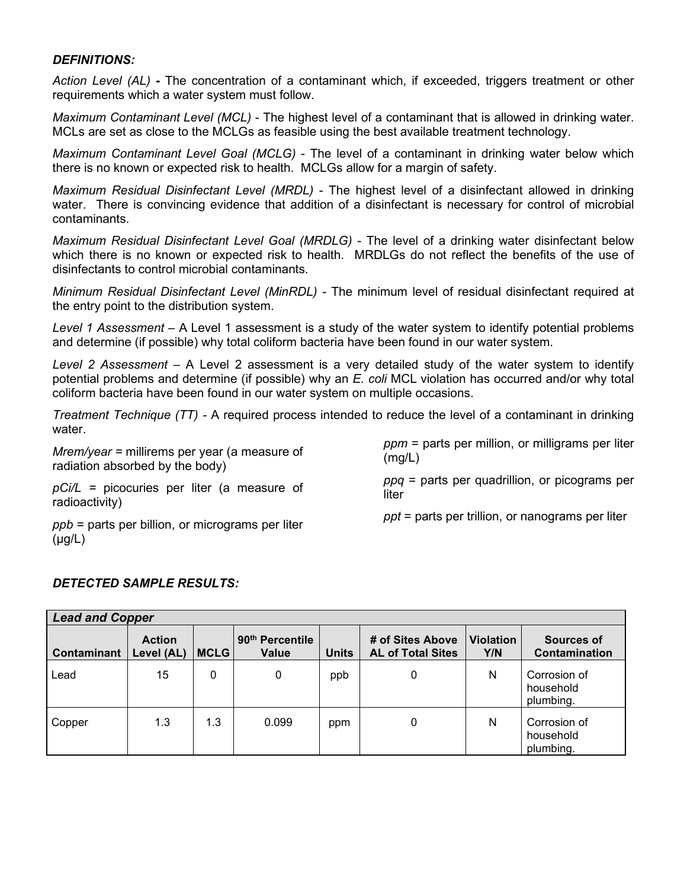***DEFINITIONS:***

*Action Level (AL)* **-** The concentration of a contaminant which, if exceeded, triggers treatment or other requirements which a water system must follow.

*Maximum Contaminant Level (MCL)* - The highest level of a contaminant that is allowed in drinking water. MCLs are set as close to the MCLGs as feasible using the best available treatment technology.

*Maximum Contaminant Level Goal (MCLG)* - The level of a contaminant in drinking water below which there is no known or expected risk to health. MCLGs allow for a margin of safety.

*Maximum Residual Disinfectant Level (MRDL)* - The highest level of a disinfectant allowed in drinking water. There is convincing evidence that addition of a disinfectant is necessary for control of microbial contaminants.

*Maximum Residual Disinfectant Level Goal (MRDLG)* - The level of a drinking water disinfectant below which there is no known or expected risk to health. MRDLGs do not reflect the benefits of the use of disinfectants to control microbial contaminants.

*Minimum Residual Disinfectant Level (MinRDL)* - The minimum level of residual disinfectant required at the entry point to the distribution system.

*Level 1 Assessment* – A Level 1 assessment is a study of the water system to identify potential problems and determine (if possible) why total coliform bacteria have been found in our water system.

*Level 2 Assessment* – A Level 2 assessment is a very detailed study of the water system to identify potential problems and determine (if possible) why an *E. coli* MCL violation has occurred and/or why total coliform bacteria have been found in our water system on multiple occasions.

*Treatment Technique (TT)* - A required process intended to reduce the level of a contaminant in drinking water.

*Mrem/year* = millirems per year (a measure of radiation absorbed by the body)

*pCi/L* = picocuries per liter (a measure of radioactivity)

*ppb* = parts per billion, or micrograms per liter (µg/L)

*ppm* = parts per million, or milligrams per liter (mg/L)

*ppq* = parts per quadrillion, or picograms per liter

*ppt* = parts per trillion, or nanograms per liter

***DETECTED SAMPLE RESULTS:***

| ***Lead and Copper*** | | | | | | | |
|---|---|---|---|---|---|---|---|
| **Contaminant** | **Action Level (AL)** | **MCLG** | **90th Percentile Value** | **Units** | **# of Sites Above AL of Total Sites** | **Violation Y/N** | **Sources of Contamination** |
| Lead | 15 | 0 | 0 | ppb | 0 | N | Corrosion of household plumbing. |
| Copper | 1.3 | 1.3 | 0.099 | ppm | 0 | N | Corrosion of household plumbing. |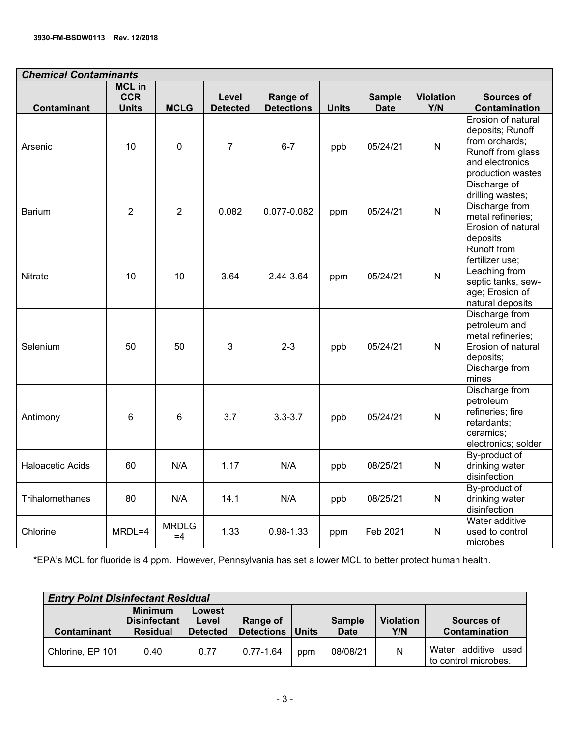| *Chemical Contaminants* | | | | | | | | |
|---|---|---|---|---|---|---|---|---|
| **Contaminant** | **MCL in CCR Units** | **MCLG** | **Level Detected** | **Range of Detections** | **Units** | **Sample Date** | **Violation Y/N** | **Sources of Contamination** |
| Arsenic | 10 | 0 | 7 | 6-7 | ppb | 05/24/21 | N | Erosion of natural deposits; Runoff from orchards; Runoff from glass and electronics production wastes |
| Barium | 2 | 2 | 0.082 | 0.077-0.082 | ppm | 05/24/21 | N | Discharge of drilling wastes; Discharge from metal refineries; Erosion of natural deposits |
| Nitrate | 10 | 10 | 3.64 | 2.44-3.64 | ppm | 05/24/21 | N | Runoff from fertilizer use; Leaching from septic tanks, sew-age; Erosion of natural deposits |
| Selenium | 50 | 50 | 3 | 2-3 | ppb | 05/24/21 | N | Discharge from petroleum and metal refineries; Erosion of natural deposits; Discharge from mines |
| Antimony | 6 | 6 | 3.7 | 3.3-3.7 | ppb | 05/24/21 | N | Discharge from petroleum refineries; fire retardants; ceramics; electronics; solder |
| Haloacetic Acids | 60 | N/A | 1.17 | N/A | ppb | 08/25/21 | N | By-product of drinking water disinfection |
| Trihalomethanes | 80 | N/A | 14.1 | N/A | ppb | 08/25/21 | N | By-product of drinking water disinfection |
| Chlorine | MRDL=4 | MRDLG =4 | 1.33 | 0.98-1.33 | ppm | Feb 2021 | N | Water additive used to control microbes |

*EPA's MCL for fluoride is 4 ppm. However, Pennsylvania has set a lower MCL to better protect human health.

| *Entry Point Disinfectant Residual* | | | | | | | |
|---|---|---|---|---|---|---|---|
| **Contaminant** | **Minimum Disinfectant Residual** | **Lowest Level Detected** | **Range of Detections** | **Units** | **Sample Date** | **Violation Y/N** | **Sources of Contamination** |
| Chlorine, EP 101 | 0.40 | 0.77 | 0.77-1.64 | ppm | 08/08/21 | N | Water additive used to control microbes. |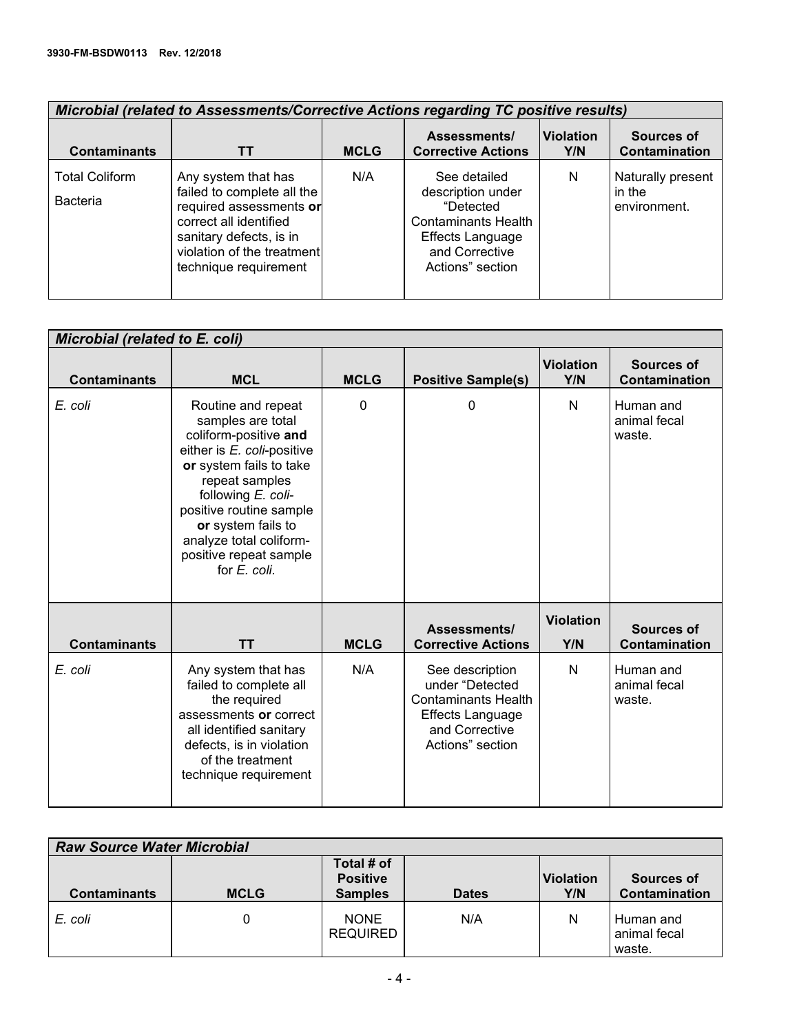| *Microbial (related to Assessments/Corrective Actions regarding TC positive results)* | | | | | |
|---|---|---|---|---|---|
| **Contaminants** | **TT** | **MCLG** | **Assessments/ Corrective Actions** | **Violation Y/N** | **Sources of Contamination** |
| Total Coliform Bacteria | Any system that has failed to complete all the required assessments **or** correct all identified sanitary defects, is in violation of the treatment technique requirement | N/A | See detailed description under "Detected Contaminants Health Effects Language and Corrective Actions" section | N | Naturally present in the environment. |

| *Microbial (related to E. coli)* | | | | | |
|---|---|---|---|---|---|
| **Contaminants** | **MCL** | **MCLG** | **Positive Sample(s)** | **Violation Y/N** | **Sources of Contamination** |
| *E. coli* | Routine and repeat samples are total coliform-positive **and** either is *E. coli*-positive **or** system fails to take repeat samples following *E. coli*-positive routine sample **or** system fails to analyze total coliform-positive repeat sample for *E. coli*. | 0 | 0 | N | Human and animal fecal waste. |
| **Contaminants** | **TT** | **MCLG** | **Assessments/ Corrective Actions** | **Violation Y/N** | **Sources of Contamination** |
| *E. coli* | Any system that has failed to complete all the required assessments **or** correct all identified sanitary defects, is in violation of the treatment technique requirement | N/A | See description under "Detected Contaminants Health Effects Language and Corrective Actions" section | N | Human and animal fecal waste. |

| *Raw Source Water Microbial* | | | | | |
|---|---|---|---|---|---|
| **Contaminants** | **MCLG** | **Total # of Positive Samples** | **Dates** | **Violation Y/N** | **Sources of Contamination** |
| *E. coli* | 0 | NONE REQUIRED | N/A | N | Human and animal fecal waste. |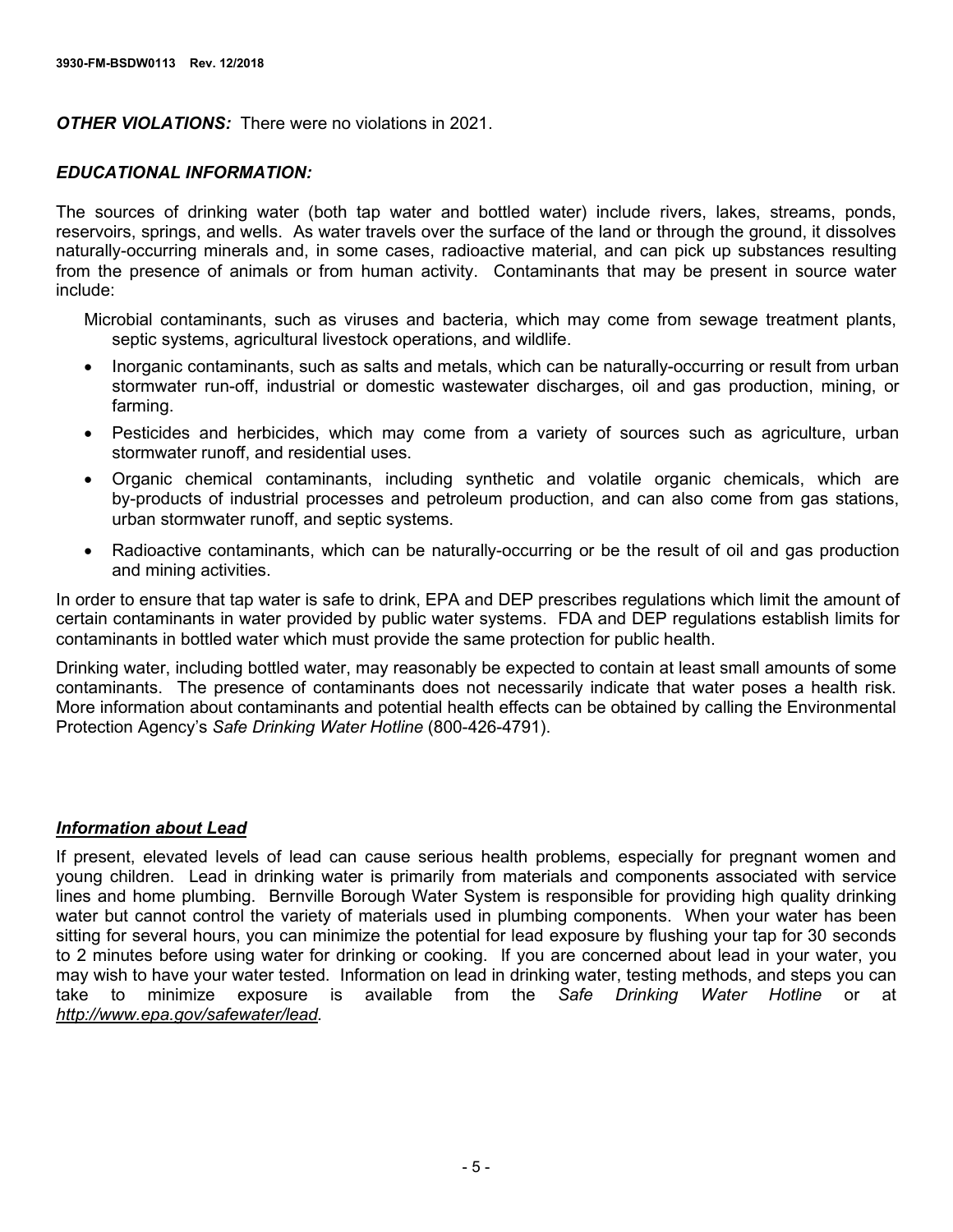***OTHER VIOLATIONS:*** There were no violations in 2021.

### *EDUCATIONAL INFORMATION:*

The sources of drinking water (both tap water and bottled water) include rivers, lakes, streams, ponds, reservoirs, springs, and wells. As water travels over the surface of the land or through the ground, it dissolves naturally-occurring minerals and, in some cases, radioactive material, and can pick up substances resulting from the presence of animals or from human activity. Contaminants that may be present in source water include:

Microbial contaminants, such as viruses and bacteria, which may come from sewage treatment plants, septic systems, agricultural livestock operations, and wildlife.

- Inorganic contaminants, such as salts and metals, which can be naturally-occurring or result from urban stormwater run-off, industrial or domestic wastewater discharges, oil and gas production, mining, or farming.
- Pesticides and herbicides, which may come from a variety of sources such as agriculture, urban stormwater runoff, and residential uses.
- Organic chemical contaminants, including synthetic and volatile organic chemicals, which are by-products of industrial processes and petroleum production, and can also come from gas stations, urban stormwater runoff, and septic systems.
- Radioactive contaminants, which can be naturally-occurring or be the result of oil and gas production and mining activities.

In order to ensure that tap water is safe to drink, EPA and DEP prescribes regulations which limit the amount of certain contaminants in water provided by public water systems. FDA and DEP regulations establish limits for contaminants in bottled water which must provide the same protection for public health.

Drinking water, including bottled water, may reasonably be expected to contain at least small amounts of some contaminants. The presence of contaminants does not necessarily indicate that water poses a health risk. More information about contaminants and potential health effects can be obtained by calling the Environmental Protection Agency's *Safe Drinking Water Hotline* (800-426-4791).

### ***Information about Lead***

If present, elevated levels of lead can cause serious health problems, especially for pregnant women and young children. Lead in drinking water is primarily from materials and components associated with service lines and home plumbing. Bernville Borough Water System is responsible for providing high quality drinking water but cannot control the variety of materials used in plumbing components. When your water has been sitting for several hours, you can minimize the potential for lead exposure by flushing your tap for 30 seconds to 2 minutes before using water for drinking or cooking. If you are concerned about lead in your water, you may wish to have your water tested. Information on lead in drinking water, testing methods, and steps you can take to minimize exposure is available from the *Safe Drinking Water Hotline* or at *http://www.epa.gov/safewater/lead.*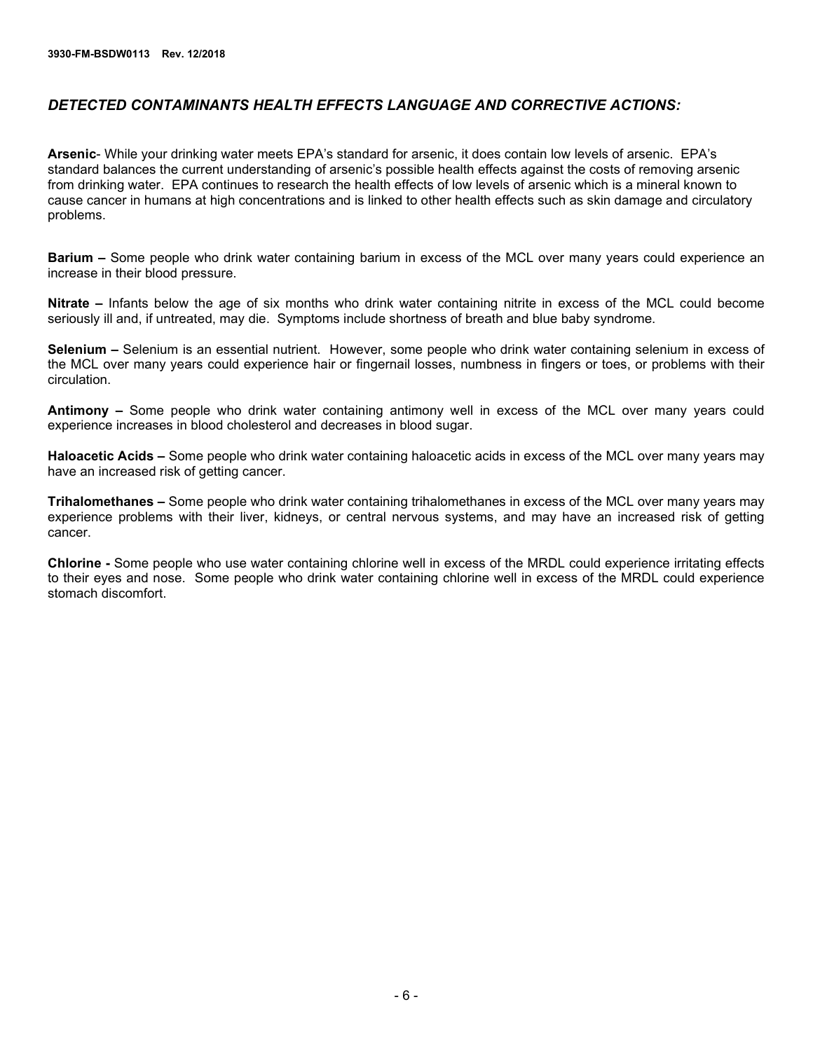## *DETECTED CONTAMINANTS HEALTH EFFECTS LANGUAGE AND CORRECTIVE ACTIONS:*

**Arsenic**- While your drinking water meets EPA's standard for arsenic, it does contain low levels of arsenic. EPA's standard balances the current understanding of arsenic's possible health effects against the costs of removing arsenic from drinking water. EPA continues to research the health effects of low levels of arsenic which is a mineral known to cause cancer in humans at high concentrations and is linked to other health effects such as skin damage and circulatory problems.

**Barium –** Some people who drink water containing barium in excess of the MCL over many years could experience an increase in their blood pressure.

**Nitrate –** Infants below the age of six months who drink water containing nitrite in excess of the MCL could become seriously ill and, if untreated, may die. Symptoms include shortness of breath and blue baby syndrome.

**Selenium –** Selenium is an essential nutrient. However, some people who drink water containing selenium in excess of the MCL over many years could experience hair or fingernail losses, numbness in fingers or toes, or problems with their circulation.

**Antimony –** Some people who drink water containing antimony well in excess of the MCL over many years could experience increases in blood cholesterol and decreases in blood sugar.

**Haloacetic Acids –** Some people who drink water containing haloacetic acids in excess of the MCL over many years may have an increased risk of getting cancer.

**Trihalomethanes –** Some people who drink water containing trihalomethanes in excess of the MCL over many years may experience problems with their liver, kidneys, or central nervous systems, and may have an increased risk of getting cancer.

**Chlorine -** Some people who use water containing chlorine well in excess of the MRDL could experience irritating effects to their eyes and nose. Some people who drink water containing chlorine well in excess of the MRDL could experience stomach discomfort.